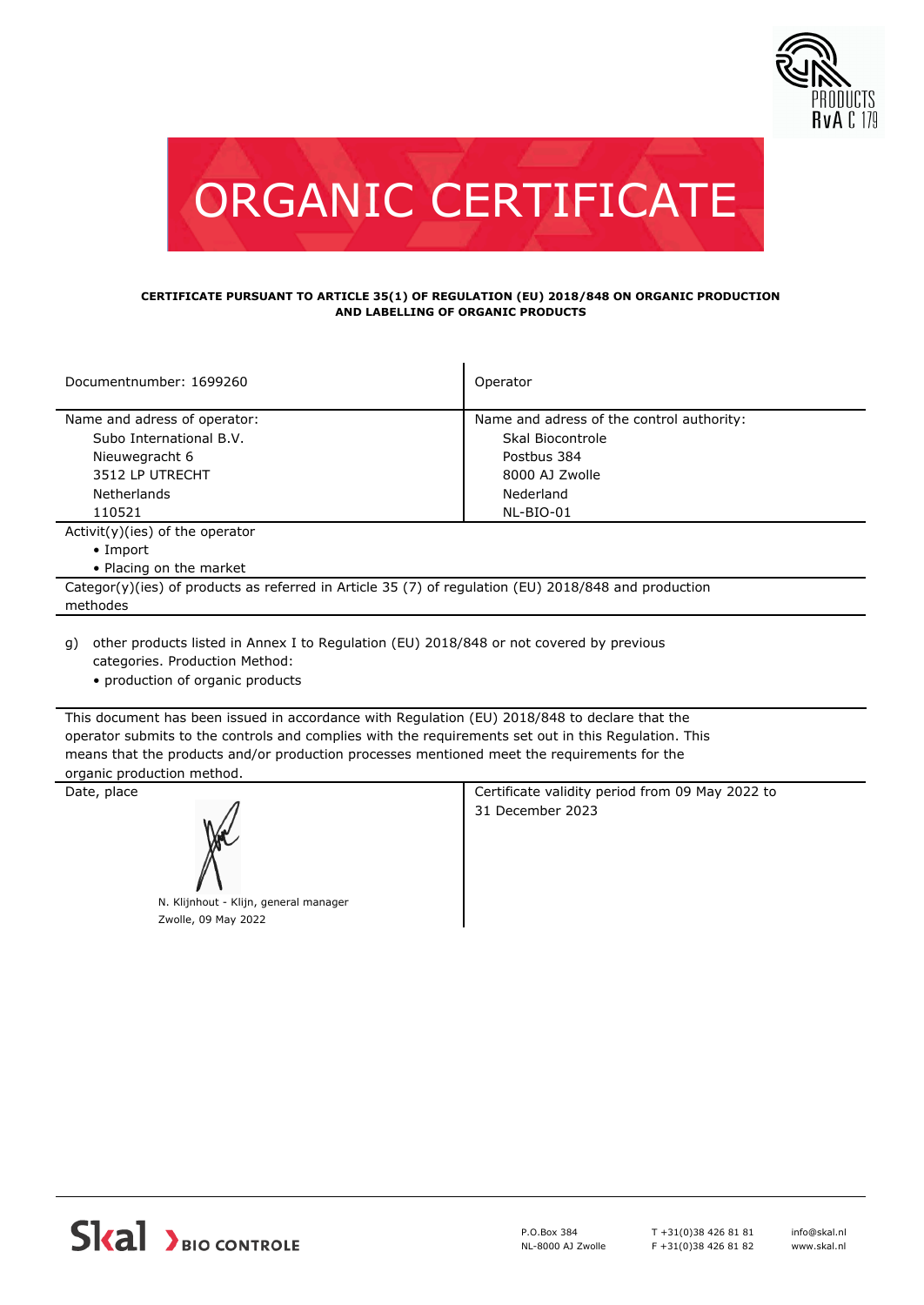# ORGANIC CERTIFICATE

**CERTIFICATE PURSUANT TO ARTICLE 35(1) OF REGULATION (EU) 2018/848 ON ORGANIC PRODUCTION AND LABELLING OF ORGANIC PRODUCTS**

| Documentnumber: 1699260 | Operator |
|---|---|
| Name and adress of operator:<br>Subo International B.V.<br>Nieuwegracht 6<br>3512 LP UTRECHT<br>Netherlands<br>110521 | Name and adress of the control authority:<br>Skal Biocontrole<br>Postbus 384<br>8000 AJ Zwolle<br>Nederland<br>NL-BIO-01 |

Activit(y)(ies) of the operator

- Import
- Placing on the market

Categor(y)(ies) of products as referred in Article 35 (7) of regulation (EU) 2018/848 and production methodes

g) other products listed in Annex I to Regulation (EU) 2018/848 or not covered by previous categories. Production Method:
- production of organic products

This document has been issued in accordance with Regulation (EU) 2018/848 to declare that the operator submits to the controls and complies with the requirements set out in this Regulation. This means that the products and/or production processes mentioned meet the requirements for the organic production method.

| Date, place | Certificate validity period from 09 May 2022 to 31 December 2023 |
|---|---|
| N. Klijnhout - Klijn, general manager<br>Zwolle, 09 May 2022 | |

Skal BIO CONTROLE

P.O.Box 384
NL-8000 AJ Zwolle

T +31(0)38 426 81 81
F +31(0)38 426 81 82

info@skal.nl
www.skal.nl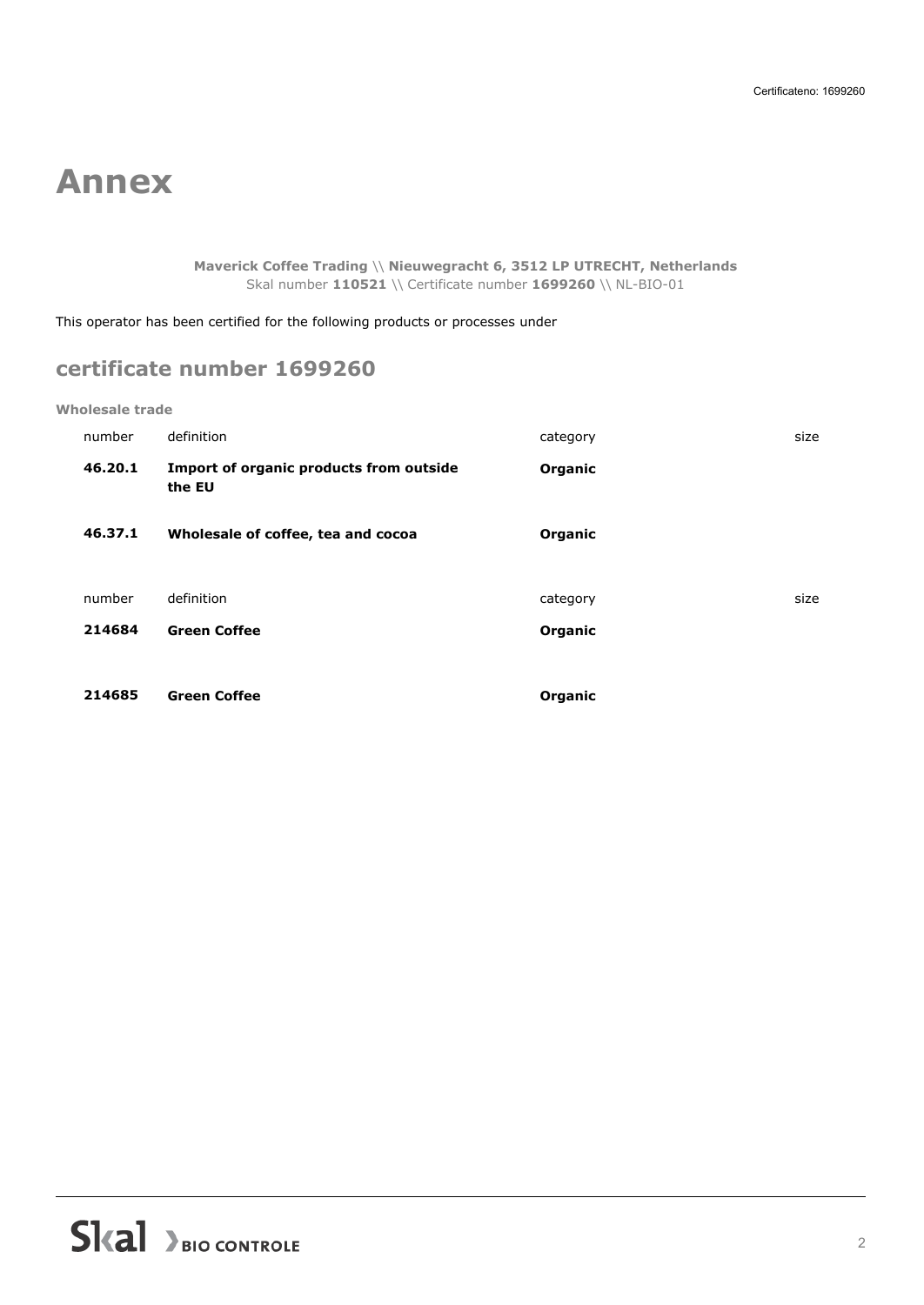# Annex

**Maverick Coffee Trading** \\ **Nieuwegracht 6, 3512 LP UTRECHT, Netherlands**
Skal number **110521** \\ Certificate number **1699260** \\ NL-BIO-01

This operator has been certified for the following products or processes under

## certificate number 1699260

### Wholesale trade

| number | definition | category | size |
|---|---|---|---|
| **46.20.1** | **Import of organic products from outside the EU** | **Organic** | |
| **46.37.1** | **Wholesale of coffee, tea and cocoa** | **Organic** | |

| number | definition | category | size |
|---|---|---|---|
| **214684** | **Green Coffee** | **Organic** | |
| **214685** | **Green Coffee** | **Organic** | |